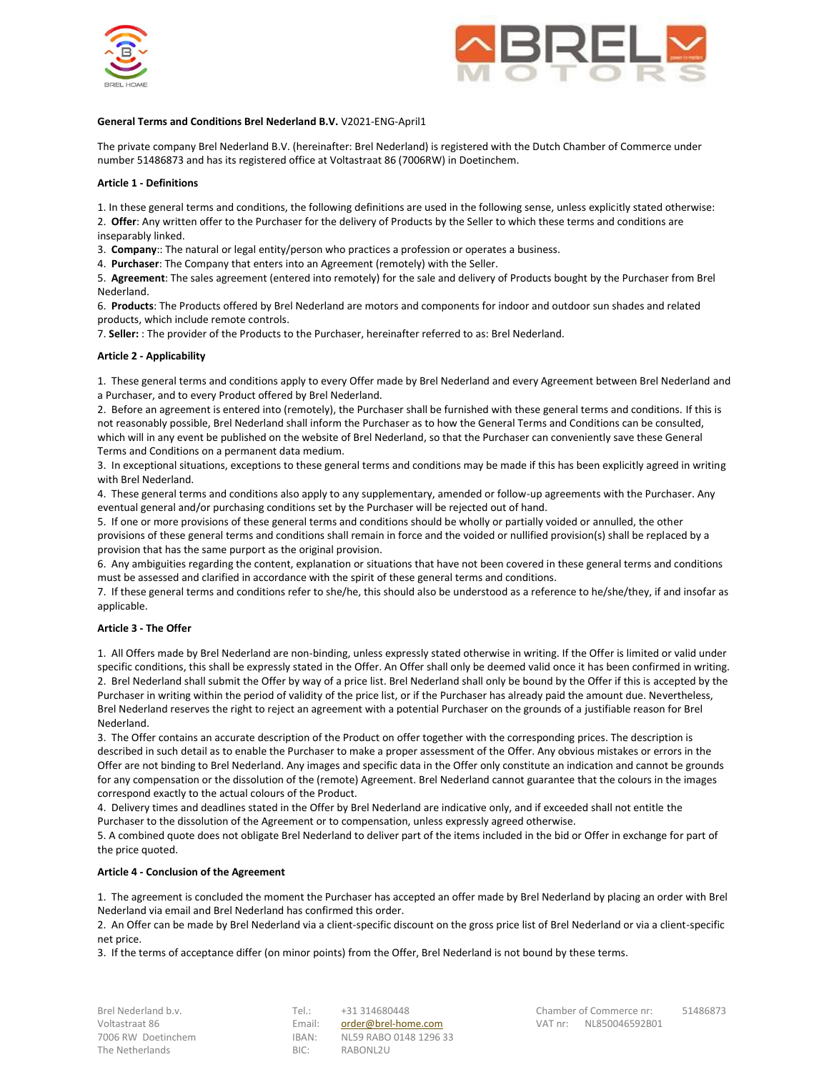**General Terms and Conditions Brel Nederland B.V.** V2021-ENG-April1

The private company Brel Nederland B.V. (hereinafter: Brel Nederland) is registered with the Dutch Chamber of Commerce under number 51486873 and has its registered office at Voltastraat 86 (7006RW) in Doetinchem.

**Article 1 - Definitions**

1. In these general terms and conditions, the following definitions are used in the following sense, unless explicitly stated otherwise:
2. **Offer**: Any written offer to the Purchaser for the delivery of Products by the Seller to which these terms and conditions are inseparably linked.
3. **Company**:: The natural or legal entity/person who practices a profession or operates a business.
4. **Purchaser**: The Company that enters into an Agreement (remotely) with the Seller.
5. **Agreement**: The sales agreement (entered into remotely) for the sale and delivery of Products bought by the Purchaser from Brel Nederland.
6. **Products**: The Products offered by Brel Nederland are motors and components for indoor and outdoor sun shades and related products, which include remote controls.
7. **Seller:** : The provider of the Products to the Purchaser, hereinafter referred to as: Brel Nederland.

**Article 2 - Applicability**

1. These general terms and conditions apply to every Offer made by Brel Nederland and every Agreement between Brel Nederland and a Purchaser, and to every Product offered by Brel Nederland.
2. Before an agreement is entered into (remotely), the Purchaser shall be furnished with these general terms and conditions. If this is not reasonably possible, Brel Nederland shall inform the Purchaser as to how the General Terms and Conditions can be consulted, which will in any event be published on the website of Brel Nederland, so that the Purchaser can conveniently save these General Terms and Conditions on a permanent data medium.
3. In exceptional situations, exceptions to these general terms and conditions may be made if this has been explicitly agreed in writing with Brel Nederland.
4. These general terms and conditions also apply to any supplementary, amended or follow-up agreements with the Purchaser. Any eventual general and/or purchasing conditions set by the Purchaser will be rejected out of hand.
5. If one or more provisions of these general terms and conditions should be wholly or partially voided or annulled, the other provisions of these general terms and conditions shall remain in force and the voided or nullified provision(s) shall be replaced by a provision that has the same purport as the original provision.
6. Any ambiguities regarding the content, explanation or situations that have not been covered in these general terms and conditions must be assessed and clarified in accordance with the spirit of these general terms and conditions.
7. If these general terms and conditions refer to she/he, this should also be understood as a reference to he/she/they, if and insofar as applicable.

**Article 3 - The Offer**

1. All Offers made by Brel Nederland are non-binding, unless expressly stated otherwise in writing. If the Offer is limited or valid under specific conditions, this shall be expressly stated in the Offer. An Offer shall only be deemed valid once it has been confirmed in writing.
2. Brel Nederland shall submit the Offer by way of a price list. Brel Nederland shall only be bound by the Offer if this is accepted by the Purchaser in writing within the period of validity of the price list, or if the Purchaser has already paid the amount due. Nevertheless, Brel Nederland reserves the right to reject an agreement with a potential Purchaser on the grounds of a justifiable reason for Brel Nederland.
3. The Offer contains an accurate description of the Product on offer together with the corresponding prices. The description is described in such detail as to enable the Purchaser to make a proper assessment of the Offer. Any obvious mistakes or errors in the Offer are not binding to Brel Nederland. Any images and specific data in the Offer only constitute an indication and cannot be grounds for any compensation or the dissolution of the (remote) Agreement. Brel Nederland cannot guarantee that the colours in the images correspond exactly to the actual colours of the Product.
4. Delivery times and deadlines stated in the Offer by Brel Nederland are indicative only, and if exceeded shall not entitle the Purchaser to the dissolution of the Agreement or to compensation, unless expressly agreed otherwise.
5. A combined quote does not obligate Brel Nederland to deliver part of the items included in the bid or Offer in exchange for part of the price quoted.

**Article 4 - Conclusion of the Agreement**

1. The agreement is concluded the moment the Purchaser has accepted an offer made by Brel Nederland by placing an order with Brel Nederland via email and Brel Nederland has confirmed this order.
2. An Offer can be made by Brel Nederland via a client-specific discount on the gross price list of Brel Nederland or via a client-specific net price.
3. If the terms of acceptance differ (on minor points) from the Offer, Brel Nederland is not bound by these terms.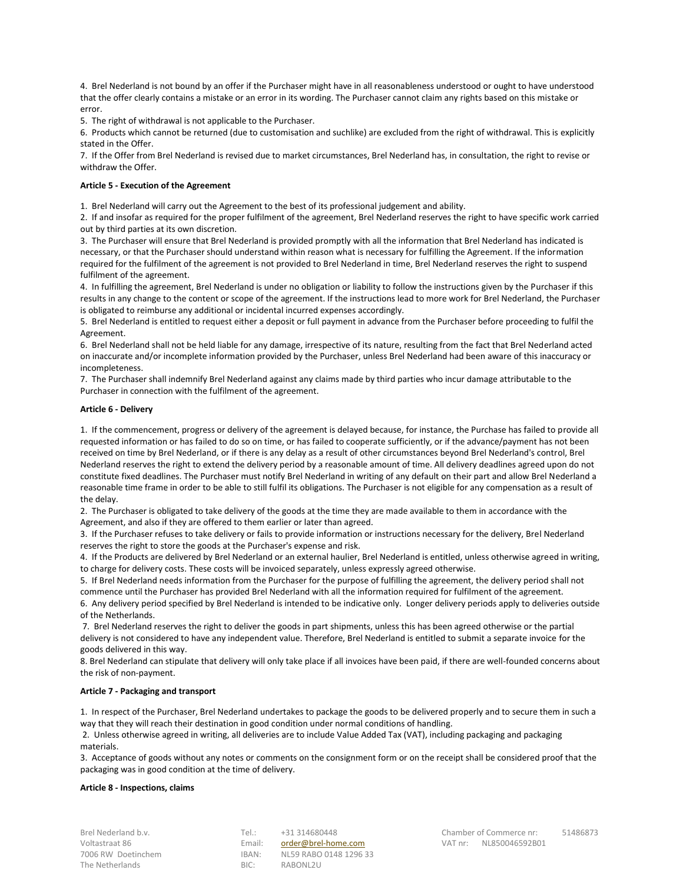4. Brel Nederland is not bound by an offer if the Purchaser might have in all reasonableness understood or ought to have understood that the offer clearly contains a mistake or an error in its wording. The Purchaser cannot claim any rights based on this mistake or error.

5. The right of withdrawal is not applicable to the Purchaser.

6. Products which cannot be returned (due to customisation and suchlike) are excluded from the right of withdrawal. This is explicitly stated in the Offer.

7. If the Offer from Brel Nederland is revised due to market circumstances, Brel Nederland has, in consultation, the right to revise or withdraw the Offer.

**Article 5 - Execution of the Agreement**

1. Brel Nederland will carry out the Agreement to the best of its professional judgement and ability.

2. If and insofar as required for the proper fulfilment of the agreement, Brel Nederland reserves the right to have specific work carried out by third parties at its own discretion.

3. The Purchaser will ensure that Brel Nederland is provided promptly with all the information that Brel Nederland has indicated is necessary, or that the Purchaser should understand within reason what is necessary for fulfilling the Agreement. If the information required for the fulfilment of the agreement is not provided to Brel Nederland in time, Brel Nederland reserves the right to suspend fulfilment of the agreement.

4. In fulfilling the agreement, Brel Nederland is under no obligation or liability to follow the instructions given by the Purchaser if this results in any change to the content or scope of the agreement. If the instructions lead to more work for Brel Nederland, the Purchaser is obligated to reimburse any additional or incidental incurred expenses accordingly.

5. Brel Nederland is entitled to request either a deposit or full payment in advance from the Purchaser before proceeding to fulfil the Agreement.

6. Brel Nederland shall not be held liable for any damage, irrespective of its nature, resulting from the fact that Brel Nederland acted on inaccurate and/or incomplete information provided by the Purchaser, unless Brel Nederland had been aware of this inaccuracy or incompleteness.

7. The Purchaser shall indemnify Brel Nederland against any claims made by third parties who incur damage attributable to the Purchaser in connection with the fulfilment of the agreement.

**Article 6 - Delivery**

1. If the commencement, progress or delivery of the agreement is delayed because, for instance, the Purchase has failed to provide all requested information or has failed to do so on time, or has failed to cooperate sufficiently, or if the advance/payment has not been received on time by Brel Nederland, or if there is any delay as a result of other circumstances beyond Brel Nederland's control, Brel Nederland reserves the right to extend the delivery period by a reasonable amount of time. All delivery deadlines agreed upon do not constitute fixed deadlines. The Purchaser must notify Brel Nederland in writing of any default on their part and allow Brel Nederland a reasonable time frame in order to be able to still fulfil its obligations. The Purchaser is not eligible for any compensation as a result of the delay.

2. The Purchaser is obligated to take delivery of the goods at the time they are made available to them in accordance with the Agreement, and also if they are offered to them earlier or later than agreed.

3. If the Purchaser refuses to take delivery or fails to provide information or instructions necessary for the delivery, Brel Nederland reserves the right to store the goods at the Purchaser's expense and risk.

4. If the Products are delivered by Brel Nederland or an external haulier, Brel Nederland is entitled, unless otherwise agreed in writing, to charge for delivery costs. These costs will be invoiced separately, unless expressly agreed otherwise.

5. If Brel Nederland needs information from the Purchaser for the purpose of fulfilling the agreement, the delivery period shall not commence until the Purchaser has provided Brel Nederland with all the information required for fulfilment of the agreement.

6. Any delivery period specified by Brel Nederland is intended to be indicative only. Longer delivery periods apply to deliveries outside of the Netherlands.

7. Brel Nederland reserves the right to deliver the goods in part shipments, unless this has been agreed otherwise or the partial delivery is not considered to have any independent value. Therefore, Brel Nederland is entitled to submit a separate invoice for the goods delivered in this way.

8. Brel Nederland can stipulate that delivery will only take place if all invoices have been paid, if there are well-founded concerns about the risk of non-payment.

**Article 7 - Packaging and transport**

1. In respect of the Purchaser, Brel Nederland undertakes to package the goods to be delivered properly and to secure them in such a way that they will reach their destination in good condition under normal conditions of handling.

2. Unless otherwise agreed in writing, all deliveries are to include Value Added Tax (VAT), including packaging and packaging materials.

3. Acceptance of goods without any notes or comments on the consignment form or on the receipt shall be considered proof that the packaging was in good condition at the time of delivery.

**Article 8 - Inspections, claims**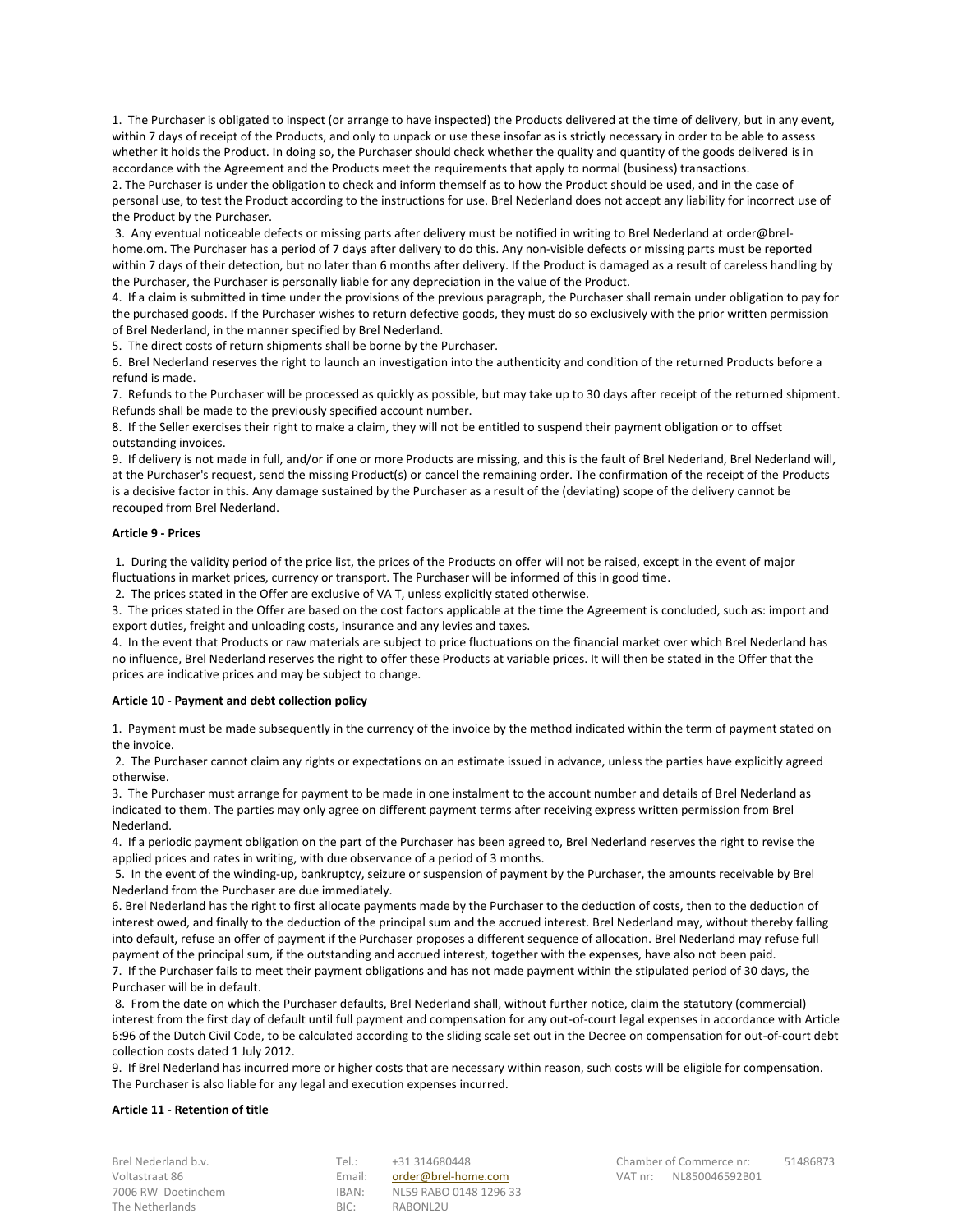1. The Purchaser is obligated to inspect (or arrange to have inspected) the Products delivered at the time of delivery, but in any event, within 7 days of receipt of the Products, and only to unpack or use these insofar as is strictly necessary in order to be able to assess whether it holds the Product. In doing so, the Purchaser should check whether the quality and quantity of the goods delivered is in accordance with the Agreement and the Products meet the requirements that apply to normal (business) transactions.
2. The Purchaser is under the obligation to check and inform themself as to how the Product should be used, and in the case of personal use, to test the Product according to the instructions for use. Brel Nederland does not accept any liability for incorrect use of the Product by the Purchaser.
3. Any eventual noticeable defects or missing parts after delivery must be notified in writing to Brel Nederland at order@brel-home.om. The Purchaser has a period of 7 days after delivery to do this. Any non-visible defects or missing parts must be reported within 7 days of their detection, but no later than 6 months after delivery. If the Product is damaged as a result of careless handling by the Purchaser, the Purchaser is personally liable for any depreciation in the value of the Product.
4. If a claim is submitted in time under the provisions of the previous paragraph, the Purchaser shall remain under obligation to pay for the purchased goods. If the Purchaser wishes to return defective goods, they must do so exclusively with the prior written permission of Brel Nederland, in the manner specified by Brel Nederland.
5. The direct costs of return shipments shall be borne by the Purchaser.
6. Brel Nederland reserves the right to launch an investigation into the authenticity and condition of the returned Products before a refund is made.
7. Refunds to the Purchaser will be processed as quickly as possible, but may take up to 30 days after receipt of the returned shipment. Refunds shall be made to the previously specified account number.
8. If the Seller exercises their right to make a claim, they will not be entitled to suspend their payment obligation or to offset outstanding invoices.
9. If delivery is not made in full, and/or if one or more Products are missing, and this is the fault of Brel Nederland, Brel Nederland will, at the Purchaser's request, send the missing Product(s) or cancel the remaining order. The confirmation of the receipt of the Products is a decisive factor in this. Any damage sustained by the Purchaser as a result of the (deviating) scope of the delivery cannot be recouped from Brel Nederland.

**Article 9 - Prices**

1. During the validity period of the price list, the prices of the Products on offer will not be raised, except in the event of major fluctuations in market prices, currency or transport. The Purchaser will be informed of this in good time.
2. The prices stated in the Offer are exclusive of VA T, unless explicitly stated otherwise.
3. The prices stated in the Offer are based on the cost factors applicable at the time the Agreement is concluded, such as: import and export duties, freight and unloading costs, insurance and any levies and taxes.
4. In the event that Products or raw materials are subject to price fluctuations on the financial market over which Brel Nederland has no influence, Brel Nederland reserves the right to offer these Products at variable prices. It will then be stated in the Offer that the prices are indicative prices and may be subject to change.

**Article 10 - Payment and debt collection policy**

1. Payment must be made subsequently in the currency of the invoice by the method indicated within the term of payment stated on the invoice.
2. The Purchaser cannot claim any rights or expectations on an estimate issued in advance, unless the parties have explicitly agreed otherwise.
3. The Purchaser must arrange for payment to be made in one instalment to the account number and details of Brel Nederland as indicated to them. The parties may only agree on different payment terms after receiving express written permission from Brel Nederland.
4. If a periodic payment obligation on the part of the Purchaser has been agreed to, Brel Nederland reserves the right to revise the applied prices and rates in writing, with due observance of a period of 3 months.
5. In the event of the winding-up, bankruptcy, seizure or suspension of payment by the Purchaser, the amounts receivable by Brel Nederland from the Purchaser are due immediately.
6. Brel Nederland has the right to first allocate payments made by the Purchaser to the deduction of costs, then to the deduction of interest owed, and finally to the deduction of the principal sum and the accrued interest. Brel Nederland may, without thereby falling into default, refuse an offer of payment if the Purchaser proposes a different sequence of allocation. Brel Nederland may refuse full payment of the principal sum, if the outstanding and accrued interest, together with the expenses, have also not been paid.
7. If the Purchaser fails to meet their payment obligations and has not made payment within the stipulated period of 30 days, the Purchaser will be in default.
8. From the date on which the Purchaser defaults, Brel Nederland shall, without further notice, claim the statutory (commercial) interest from the first day of default until full payment and compensation for any out-of-court legal expenses in accordance with Article 6:96 of the Dutch Civil Code, to be calculated according to the sliding scale set out in the Decree on compensation for out-of-court debt collection costs dated 1 July 2012.
9. If Brel Nederland has incurred more or higher costs that are necessary within reason, such costs will be eligible for compensation. The Purchaser is also liable for any legal and execution expenses incurred.

**Article 11 - Retention of title**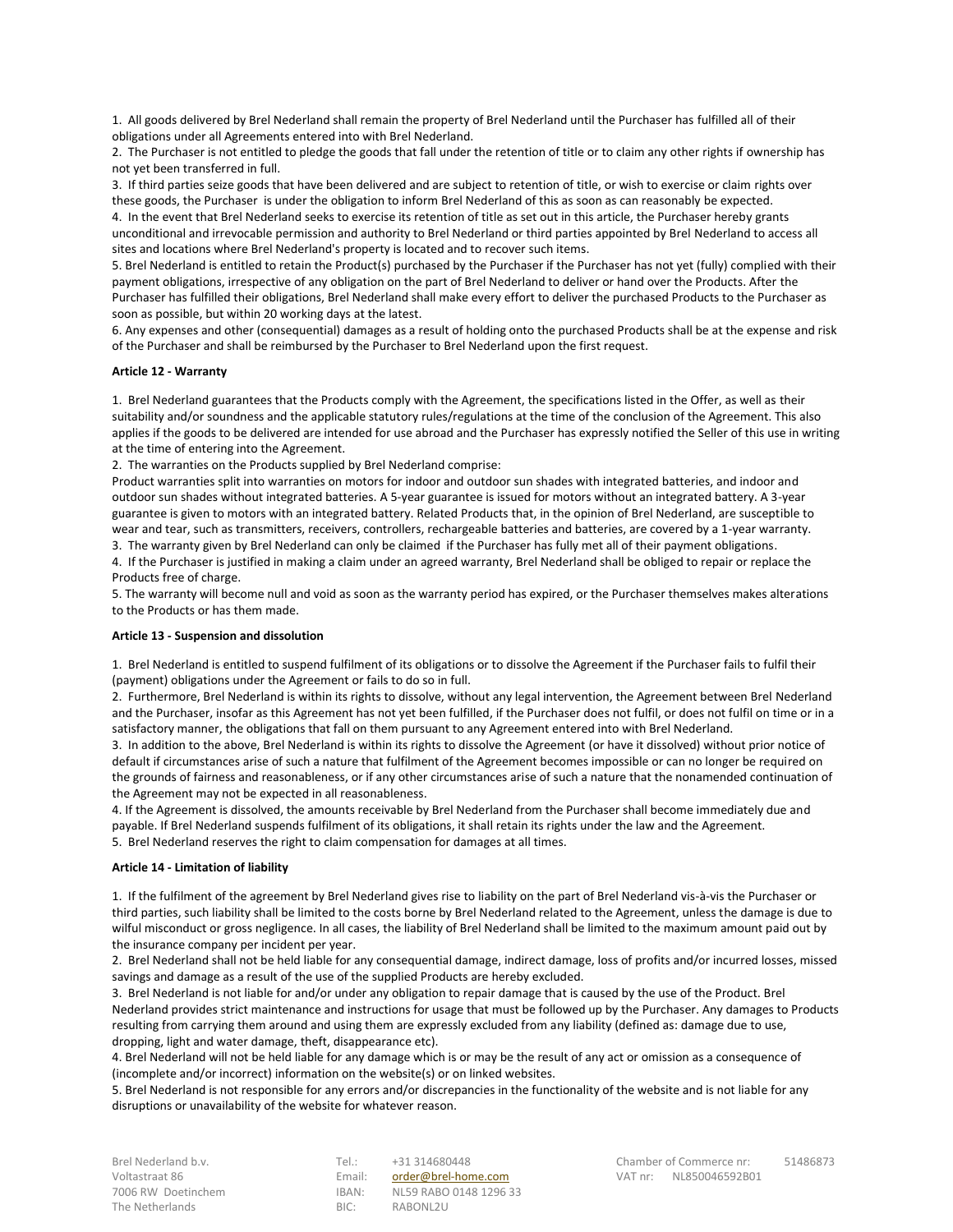1. All goods delivered by Brel Nederland shall remain the property of Brel Nederland until the Purchaser has fulfilled all of their obligations under all Agreements entered into with Brel Nederland.
2. The Purchaser is not entitled to pledge the goods that fall under the retention of title or to claim any other rights if ownership has not yet been transferred in full.
3. If third parties seize goods that have been delivered and are subject to retention of title, or wish to exercise or claim rights over these goods, the Purchaser is under the obligation to inform Brel Nederland of this as soon as can reasonably be expected.
4. In the event that Brel Nederland seeks to exercise its retention of title as set out in this article, the Purchaser hereby grants unconditional and irrevocable permission and authority to Brel Nederland or third parties appointed by Brel Nederland to access all sites and locations where Brel Nederland's property is located and to recover such items.
5. Brel Nederland is entitled to retain the Product(s) purchased by the Purchaser if the Purchaser has not yet (fully) complied with their payment obligations, irrespective of any obligation on the part of Brel Nederland to deliver or hand over the Products. After the Purchaser has fulfilled their obligations, Brel Nederland shall make every effort to deliver the purchased Products to the Purchaser as soon as possible, but within 20 working days at the latest.
6. Any expenses and other (consequential) damages as a result of holding onto the purchased Products shall be at the expense and risk of the Purchaser and shall be reimbursed by the Purchaser to Brel Nederland upon the first request.

**Article 12 - Warranty**

1. Brel Nederland guarantees that the Products comply with the Agreement, the specifications listed in the Offer, as well as their suitability and/or soundness and the applicable statutory rules/regulations at the time of the conclusion of the Agreement. This also applies if the goods to be delivered are intended for use abroad and the Purchaser has expressly notified the Seller of this use in writing at the time of entering into the Agreement.
2. The warranties on the Products supplied by Brel Nederland comprise:
Product warranties split into warranties on motors for indoor and outdoor sun shades with integrated batteries, and indoor and outdoor sun shades without integrated batteries. A 5-year guarantee is issued for motors without an integrated battery. A 3-year guarantee is given to motors with an integrated battery. Related Products that, in the opinion of Brel Nederland, are susceptible to wear and tear, such as transmitters, receivers, controllers, rechargeable batteries and batteries, are covered by a 1-year warranty.
3. The warranty given by Brel Nederland can only be claimed if the Purchaser has fully met all of their payment obligations.
4. If the Purchaser is justified in making a claim under an agreed warranty, Brel Nederland shall be obliged to repair or replace the Products free of charge.
5. The warranty will become null and void as soon as the warranty period has expired, or the Purchaser themselves makes alterations to the Products or has them made.

**Article 13 - Suspension and dissolution**

1. Brel Nederland is entitled to suspend fulfilment of its obligations or to dissolve the Agreement if the Purchaser fails to fulfil their (payment) obligations under the Agreement or fails to do so in full.
2. Furthermore, Brel Nederland is within its rights to dissolve, without any legal intervention, the Agreement between Brel Nederland and the Purchaser, insofar as this Agreement has not yet been fulfilled, if the Purchaser does not fulfil, or does not fulfil on time or in a satisfactory manner, the obligations that fall on them pursuant to any Agreement entered into with Brel Nederland.
3. In addition to the above, Brel Nederland is within its rights to dissolve the Agreement (or have it dissolved) without prior notice of default if circumstances arise of such a nature that fulfilment of the Agreement becomes impossible or can no longer be required on the grounds of fairness and reasonableness, or if any other circumstances arise of such a nature that the nonamended continuation of the Agreement may not be expected in all reasonableness.
4. If the Agreement is dissolved, the amounts receivable by Brel Nederland from the Purchaser shall become immediately due and payable. If Brel Nederland suspends fulfilment of its obligations, it shall retain its rights under the law and the Agreement.
5. Brel Nederland reserves the right to claim compensation for damages at all times.

**Article 14 - Limitation of liability**

1. If the fulfilment of the agreement by Brel Nederland gives rise to liability on the part of Brel Nederland vis-à-vis the Purchaser or third parties, such liability shall be limited to the costs borne by Brel Nederland related to the Agreement, unless the damage is due to wilful misconduct or gross negligence. In all cases, the liability of Brel Nederland shall be limited to the maximum amount paid out by the insurance company per incident per year.
2. Brel Nederland shall not be held liable for any consequential damage, indirect damage, loss of profits and/or incurred losses, missed savings and damage as a result of the use of the supplied Products are hereby excluded.
3. Brel Nederland is not liable for and/or under any obligation to repair damage that is caused by the use of the Product. Brel Nederland provides strict maintenance and instructions for usage that must be followed up by the Purchaser. Any damages to Products resulting from carrying them around and using them are expressly excluded from any liability (defined as: damage due to use, dropping, light and water damage, theft, disappearance etc).
4. Brel Nederland will not be held liable for any damage which is or may be the result of any act or omission as a consequence of (incomplete and/or incorrect) information on the website(s) or on linked websites.
5. Brel Nederland is not responsible for any errors and/or discrepancies in the functionality of the website and is not liable for any disruptions or unavailability of the website for whatever reason.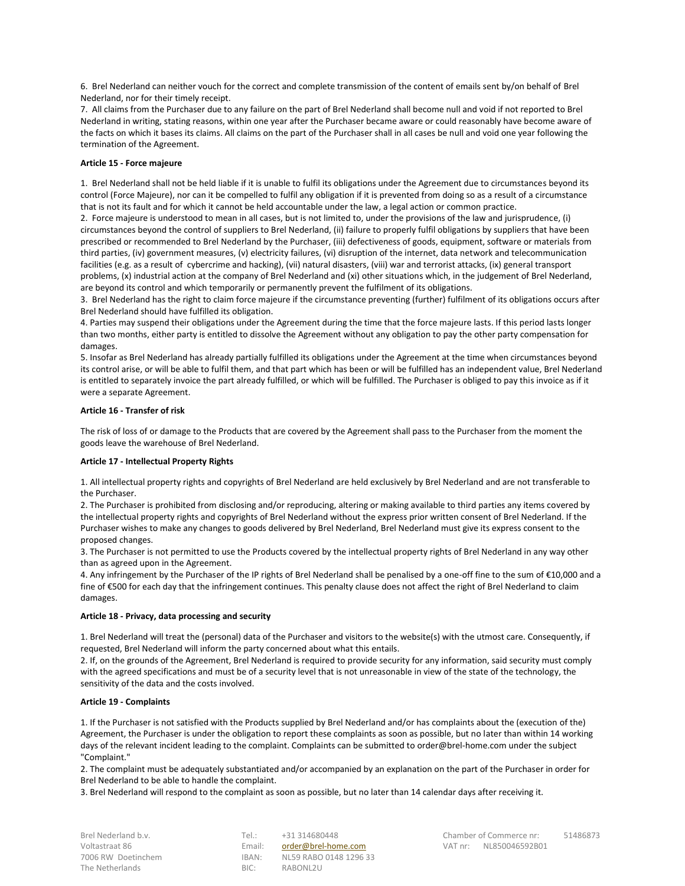6. Brel Nederland can neither vouch for the correct and complete transmission of the content of emails sent by/on behalf of Brel Nederland, nor for their timely receipt.

7. All claims from the Purchaser due to any failure on the part of Brel Nederland shall become null and void if not reported to Brel Nederland in writing, stating reasons, within one year after the Purchaser became aware or could reasonably have become aware of the facts on which it bases its claims. All claims on the part of the Purchaser shall in all cases be null and void one year following the termination of the Agreement.

**Article 15 - Force majeure**

1. Brel Nederland shall not be held liable if it is unable to fulfil its obligations under the Agreement due to circumstances beyond its control (Force Majeure), nor can it be compelled to fulfil any obligation if it is prevented from doing so as a result of a circumstance that is not its fault and for which it cannot be held accountable under the law, a legal action or common practice.

2. Force majeure is understood to mean in all cases, but is not limited to, under the provisions of the law and jurisprudence, (i) circumstances beyond the control of suppliers to Brel Nederland, (ii) failure to properly fulfil obligations by suppliers that have been prescribed or recommended to Brel Nederland by the Purchaser, (iii) defectiveness of goods, equipment, software or materials from third parties, (iv) government measures, (v) electricity failures, (vi) disruption of the internet, data network and telecommunication facilities (e.g. as a result of cybercrime and hacking), (vii) natural disasters, (viii) war and terrorist attacks, (ix) general transport problems, (x) industrial action at the company of Brel Nederland and (xi) other situations which, in the judgement of Brel Nederland, are beyond its control and which temporarily or permanently prevent the fulfilment of its obligations.

3. Brel Nederland has the right to claim force majeure if the circumstance preventing (further) fulfilment of its obligations occurs after Brel Nederland should have fulfilled its obligation.

4. Parties may suspend their obligations under the Agreement during the time that the force majeure lasts. If this period lasts longer than two months, either party is entitled to dissolve the Agreement without any obligation to pay the other party compensation for damages.

5. Insofar as Brel Nederland has already partially fulfilled its obligations under the Agreement at the time when circumstances beyond its control arise, or will be able to fulfil them, and that part which has been or will be fulfilled has an independent value, Brel Nederland is entitled to separately invoice the part already fulfilled, or which will be fulfilled. The Purchaser is obliged to pay this invoice as if it were a separate Agreement.

**Article 16 - Transfer of risk**

The risk of loss of or damage to the Products that are covered by the Agreement shall pass to the Purchaser from the moment the goods leave the warehouse of Brel Nederland.

**Article 17 - Intellectual Property Rights**

1. All intellectual property rights and copyrights of Brel Nederland are held exclusively by Brel Nederland and are not transferable to the Purchaser.

2. The Purchaser is prohibited from disclosing and/or reproducing, altering or making available to third parties any items covered by the intellectual property rights and copyrights of Brel Nederland without the express prior written consent of Brel Nederland. If the Purchaser wishes to make any changes to goods delivered by Brel Nederland, Brel Nederland must give its express consent to the proposed changes.

3. The Purchaser is not permitted to use the Products covered by the intellectual property rights of Brel Nederland in any way other than as agreed upon in the Agreement.

4. Any infringement by the Purchaser of the IP rights of Brel Nederland shall be penalised by a one-off fine to the sum of €10,000 and a fine of €500 for each day that the infringement continues. This penalty clause does not affect the right of Brel Nederland to claim damages.

**Article 18 - Privacy, data processing and security**

1. Brel Nederland will treat the (personal) data of the Purchaser and visitors to the website(s) with the utmost care. Consequently, if requested, Brel Nederland will inform the party concerned about what this entails.

2. If, on the grounds of the Agreement, Brel Nederland is required to provide security for any information, said security must comply with the agreed specifications and must be of a security level that is not unreasonable in view of the state of the technology, the sensitivity of the data and the costs involved.

**Article 19 - Complaints**

1. If the Purchaser is not satisfied with the Products supplied by Brel Nederland and/or has complaints about the (execution of the) Agreement, the Purchaser is under the obligation to report these complaints as soon as possible, but no later than within 14 working days of the relevant incident leading to the complaint. Complaints can be submitted to order@brel-home.com under the subject "Complaint."

2. The complaint must be adequately substantiated and/or accompanied by an explanation on the part of the Purchaser in order for Brel Nederland to be able to handle the complaint.

3. Brel Nederland will respond to the complaint as soon as possible, but no later than 14 calendar days after receiving it.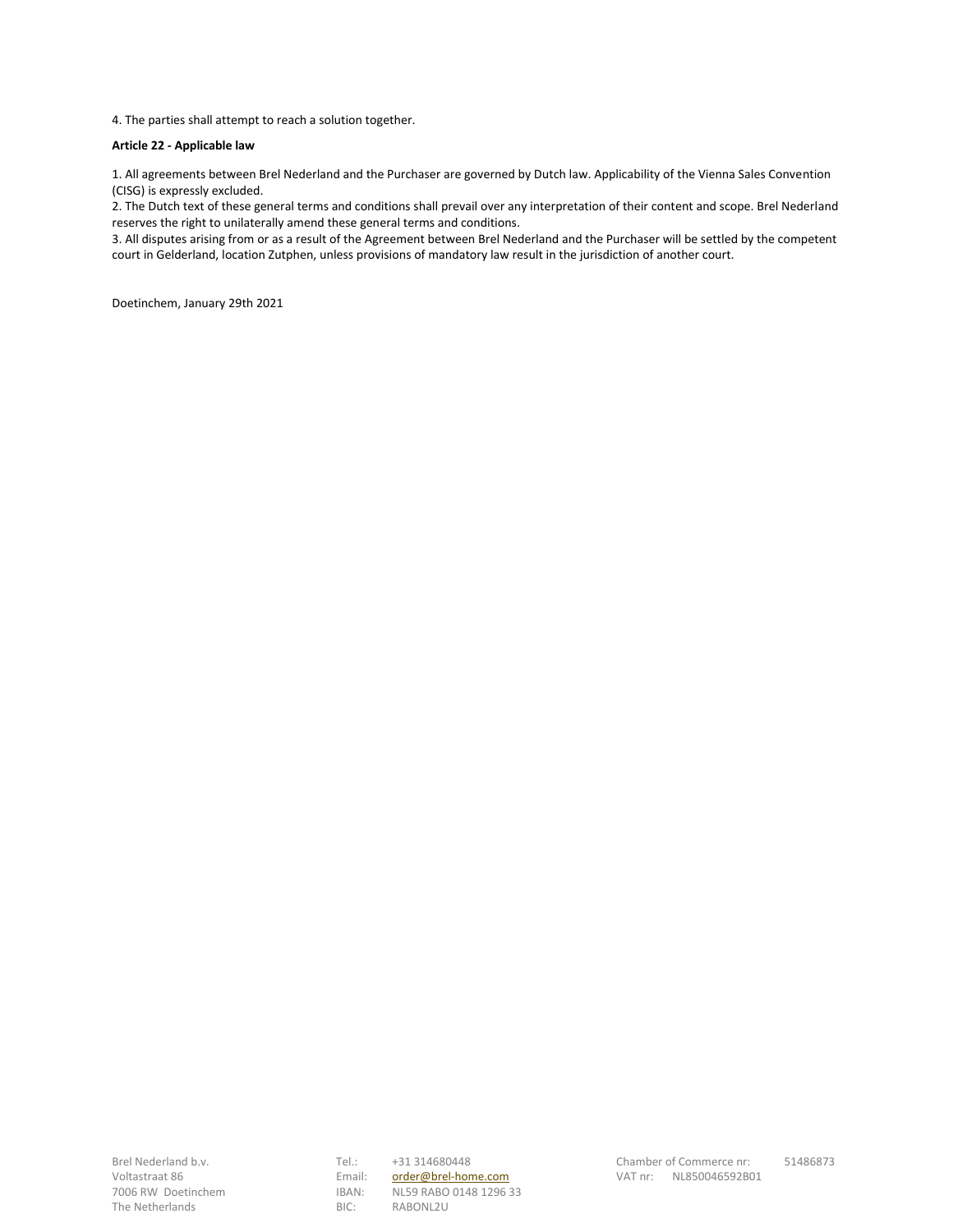4. The parties shall attempt to reach a solution together.

**Article 22 - Applicable law**

1. All agreements between Brel Nederland and the Purchaser are governed by Dutch law. Applicability of the Vienna Sales Convention (CISG) is expressly excluded.
2. The Dutch text of these general terms and conditions shall prevail over any interpretation of their content and scope. Brel Nederland reserves the right to unilaterally amend these general terms and conditions.
3. All disputes arising from or as a result of the Agreement between Brel Nederland and the Purchaser will be settled by the competent court in Gelderland, location Zutphen, unless provisions of mandatory law result in the jurisdiction of another court.

Doetinchem, January 29th 2021